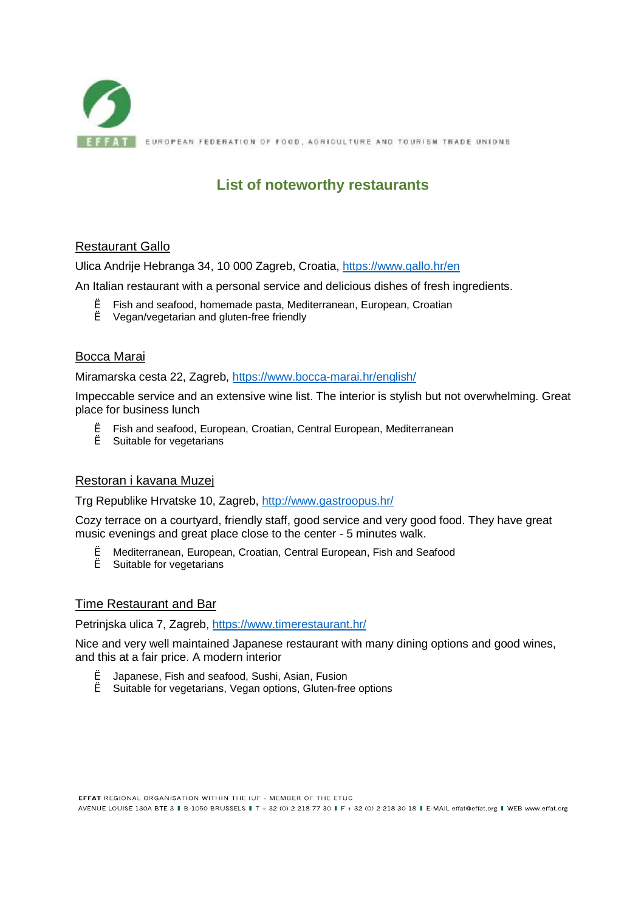EFFAT EUROPEAN FEDERATION OF FOOD, AGRICULTURE AND TOURISM TRADE UNIONS

# List of noteworthy restaurants

## Restaurant Gallo

Ulica Andrije Hebranga 34, 10 000 Zagreb, Croatia, https://www.gallo.hr/en

An Italian restaurant with a personal service and delicious dishes of fresh ingredients.

- Fish and seafood, homemade pasta, Mediterranean, European, Croatian
- Vegan/vegetarian and gluten-free friendly

## Bocca Marai

Miramarska cesta 22, Zagreb, https://www.bocca-marai.hr/english/

Impeccable service and an extensive wine list. The interior is stylish but not overwhelming. Great place for business lunch

- Fish and seafood, European, Croatian, Central European, Mediterranean
- Suitable for vegetarians

## Restoran i kavana Muzej

Trg Republike Hrvatske 10, Zagreb, http://www.gastroopus.hr/

Cozy terrace on a courtyard, friendly staff, good service and very good food. They have great music evenings and great place close to the center - 5 minutes walk.

- Mediterranean, European, Croatian, Central European, Fish and Seafood
- Suitable for vegetarians

## Time Restaurant and Bar

Petrinjska ulica 7, Zagreb, https://www.timerestaurant.hr/

Nice and very well maintained Japanese restaurant with many dining options and good wines, and this at a fair price. A modern interior

- Japanese, Fish and seafood, Sushi, Asian, Fusion
- Suitable for vegetarians, Vegan options, Gluten-free options

EFFAT REGIONAL ORGANISATION WITHIN THE IUF - MEMBER OF THE ETUC
AVENUE LOUISE 130A BTE 3 | B-1050 BRUSSELS | T + 32 (0) 2 218 77 30 | F + 32 (0) 2 218 30 18 | E-MAIL effat@effat.org | WEB www.effat.org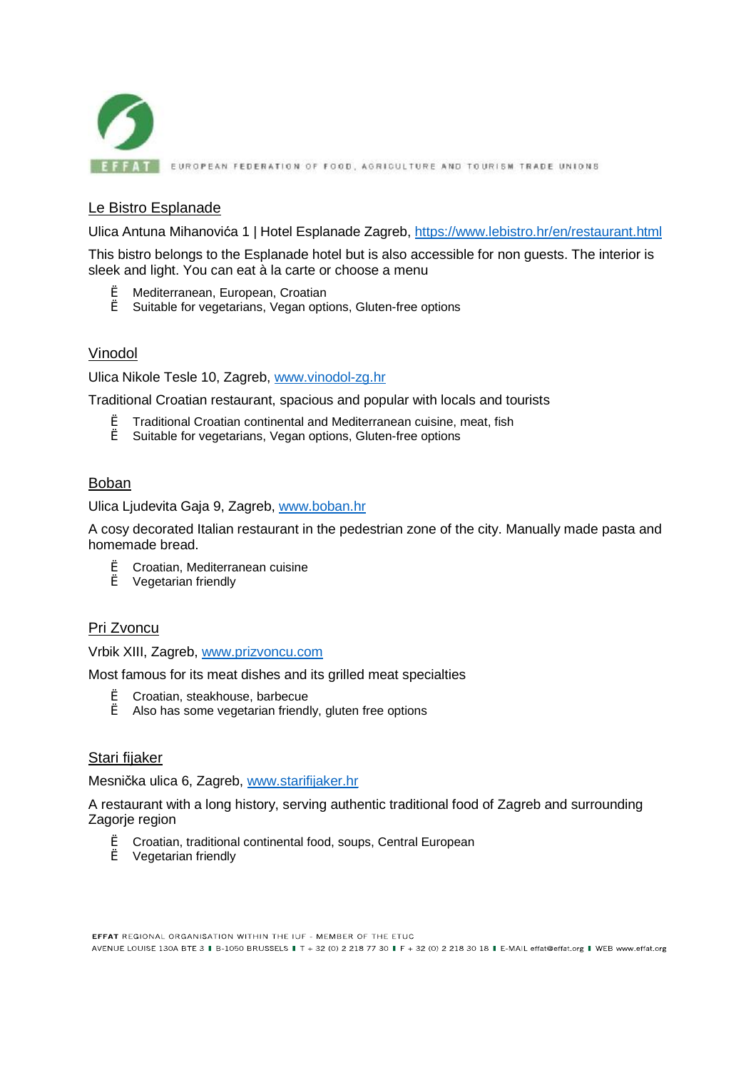## Le Bistro Esplanade

Ulica Antuna Mihanovića 1 | Hotel Esplanade Zagreb, https://www.lebistro.hr/en/restaurant.html

This bistro belongs to the Esplanade hotel but is also accessible for non guests. The interior is sleek and light. You can eat à la carte or choose a menu

- Mediterranean, European, Croatian
- Suitable for vegetarians, Vegan options, Gluten-free options

## Vinodol

Ulica Nikole Tesle 10, Zagreb, www.vinodol-zg.hr

Traditional Croatian restaurant, spacious and popular with locals and tourists

- Traditional Croatian continental and Mediterranean cuisine, meat, fish
- Suitable for vegetarians, Vegan options, Gluten-free options

## Boban

Ulica Ljudevita Gaja 9, Zagreb, www.boban.hr

A cosy decorated Italian restaurant in the pedestrian zone of the city. Manually made pasta and homemade bread.

- Croatian, Mediterranean cuisine
- Vegetarian friendly

## Pri Zvoncu

Vrbik XIII, Zagreb, www.prizvoncu.com

Most famous for its meat dishes and its grilled meat specialties

- Croatian, steakhouse, barbecue
- Also has some vegetarian friendly, gluten free options

## Stari fijaker

Mesnička ulica 6, Zagreb, www.starifijaker.hr

A restaurant with a long history, serving authentic traditional food of Zagreb and surrounding Zagorje region

- Croatian, traditional continental food, soups, Central European
- Vegetarian friendly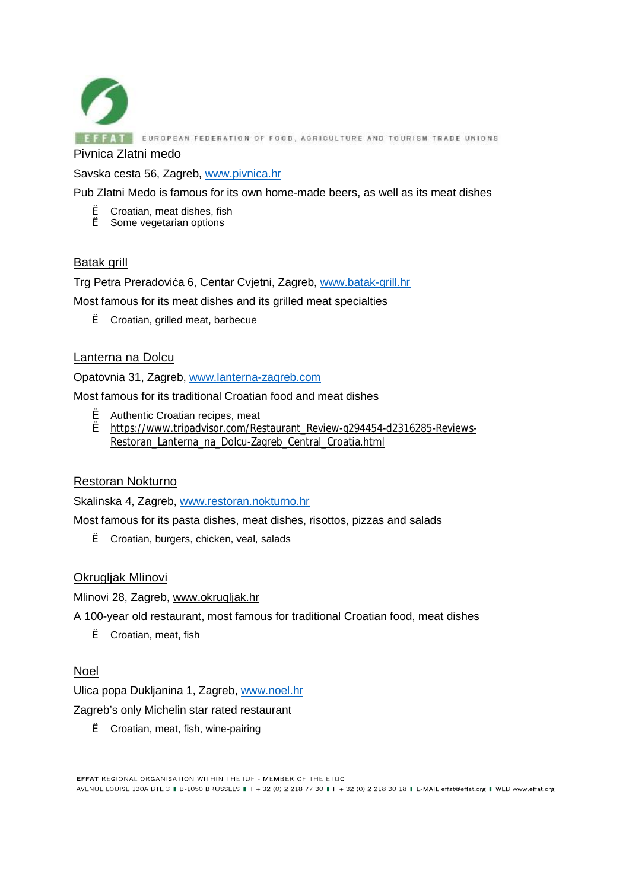## Pivnica Zlatni medo

Savska cesta 56, Zagreb, www.pivnica.hr

Pub Zlatni Medo is famous for its own home-made beers, as well as its meat dishes

- Croatian, meat dishes, fish
- Some vegetarian options

## Batak grill

Trg Petra Preradovića 6, Centar Cvjetni, Zagreb, www.batak-grill.hr

Most famous for its meat dishes and its grilled meat specialties

- Croatian, grilled meat, barbecue

## Lanterna na Dolcu

Opatovnia 31, Zagreb, www.lanterna-zagreb.com

Most famous for its traditional Croatian food and meat dishes

- Authentic Croatian recipes, meat
- https://www.tripadvisor.com/Restaurant_Review-g294454-d2316285-Reviews-Restoran_Lanterna_na_Dolcu-Zagreb_Central_Croatia.html

## Restoran Nokturno

Skalinska 4, Zagreb, www.restoran.nokturno.hr

Most famous for its pasta dishes, meat dishes, risottos, pizzas and salads

- Croatian, burgers, chicken, veal, salads

## Okrugljak Mlinovi

Mlinovi 28, Zagreb, www.okrugljak.hr

A 100-year old restaurant, most famous for traditional Croatian food, meat dishes

- Croatian, meat, fish

## Noel

Ulica popa Dukljanina 1, Zagreb, www.noel.hr

Zagreb's only Michelin star rated restaurant

- Croatian, meat, fish, wine-pairing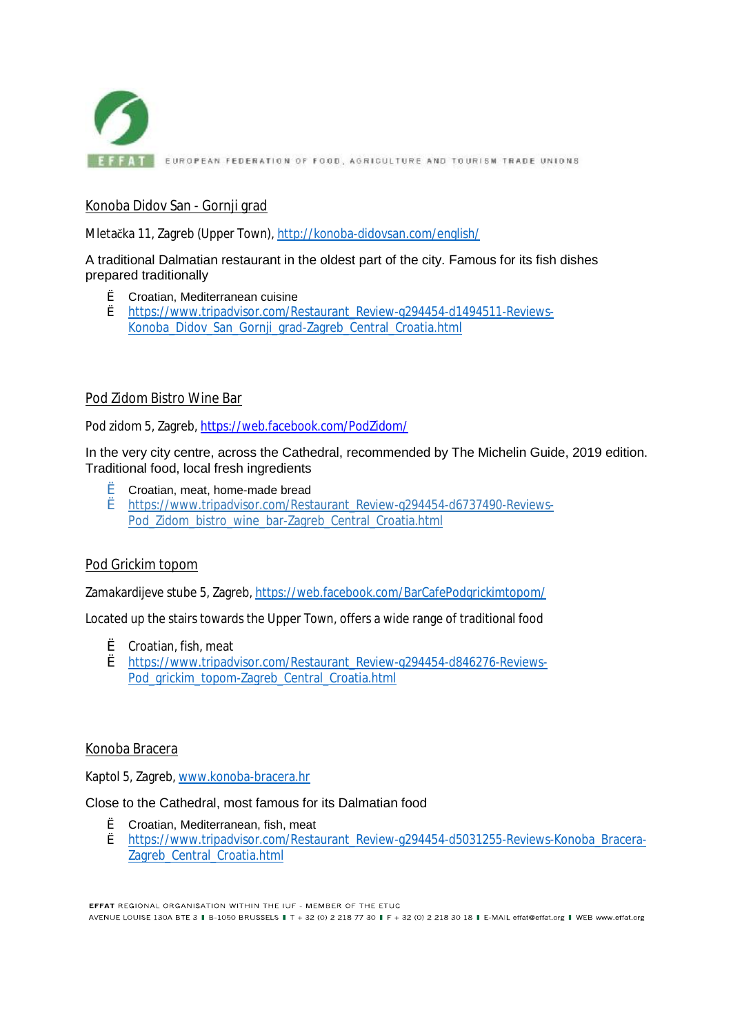## Konoba Didov San - Gornji grad

Mletačka 11, Zagreb (Upper Town), http://konoba-didovsan.com/english/

A traditional Dalmatian restaurant in the oldest part of the city. Famous for its fish dishes prepared traditionally

- Croatian, Mediterranean cuisine
- https://www.tripadvisor.com/Restaurant_Review-g294454-d1494511-Reviews-Konoba_Didov_San_Gornji_grad-Zagreb_Central_Croatia.html

## Pod Zidom Bistro Wine Bar

Pod zidom 5, Zagreb, https://web.facebook.com/PodZidom/

In the very city centre, across the Cathedral, recommended by The Michelin Guide, 2019 edition. Traditional food, local fresh ingredients

- Croatian, meat, home-made bread
- https://www.tripadvisor.com/Restaurant_Review-g294454-d6737490-Reviews-Pod_Zidom_bistro_wine_bar-Zagreb_Central_Croatia.html

## Pod Grickim topom

Zamakardijeve stube 5, Zagreb, https://web.facebook.com/BarCafePodgrickimtopom/

Located up the stairs towards the Upper Town, offers a wide range of traditional food

- Croatian, fish, meat
- https://www.tripadvisor.com/Restaurant_Review-g294454-d846276-Reviews-Pod_grickim_topom-Zagreb_Central_Croatia.html

## Konoba Bracera

Kaptol 5, Zagreb, www.konoba-bracera.hr

Close to the Cathedral, most famous for its Dalmatian food

- Croatian, Mediterranean, fish, meat
- https://www.tripadvisor.com/Restaurant_Review-g294454-d5031255-Reviews-Konoba_Bracera-Zagreb_Central_Croatia.html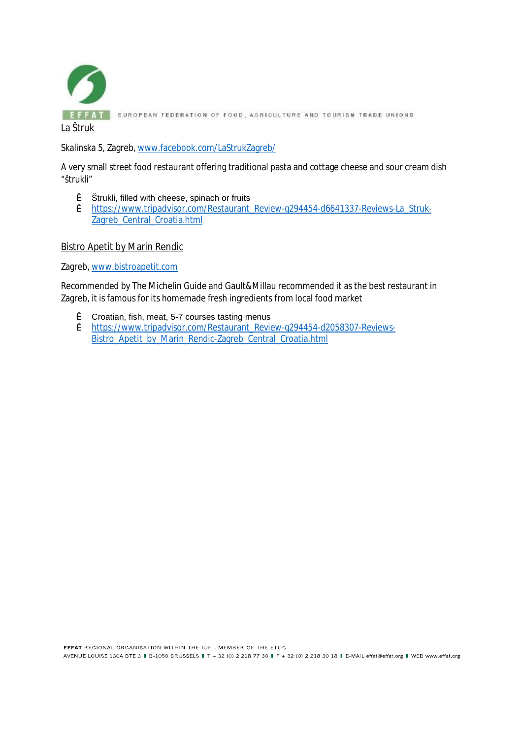La Štruk

Skalinska 5, Zagreb, www.facebook.com/LaStrukZagreb/

A very small street food restaurant offering traditional pasta and cottage cheese and sour cream dish "štrukli"

- Štrukli, filled with cheese, spinach or fruits
- https://www.tripadvisor.com/Restaurant_Review-g294454-d6641337-Reviews-La_Struk-Zagreb_Central_Croatia.html

Bistro Apetit by Marin Rendic

Zagreb, www.bistroapetit.com

Recommended by The Michelin Guide and Gault&Millau recommended it as the best restaurant in Zagreb, it is famous for its homemade fresh ingredients from local food market

- Croatian, fish, meat, 5-7 courses tasting menus
- https://www.tripadvisor.com/Restaurant_Review-g294454-d2058307-Reviews-Bistro_Apetit_by_Marin_Rendic-Zagreb_Central_Croatia.html